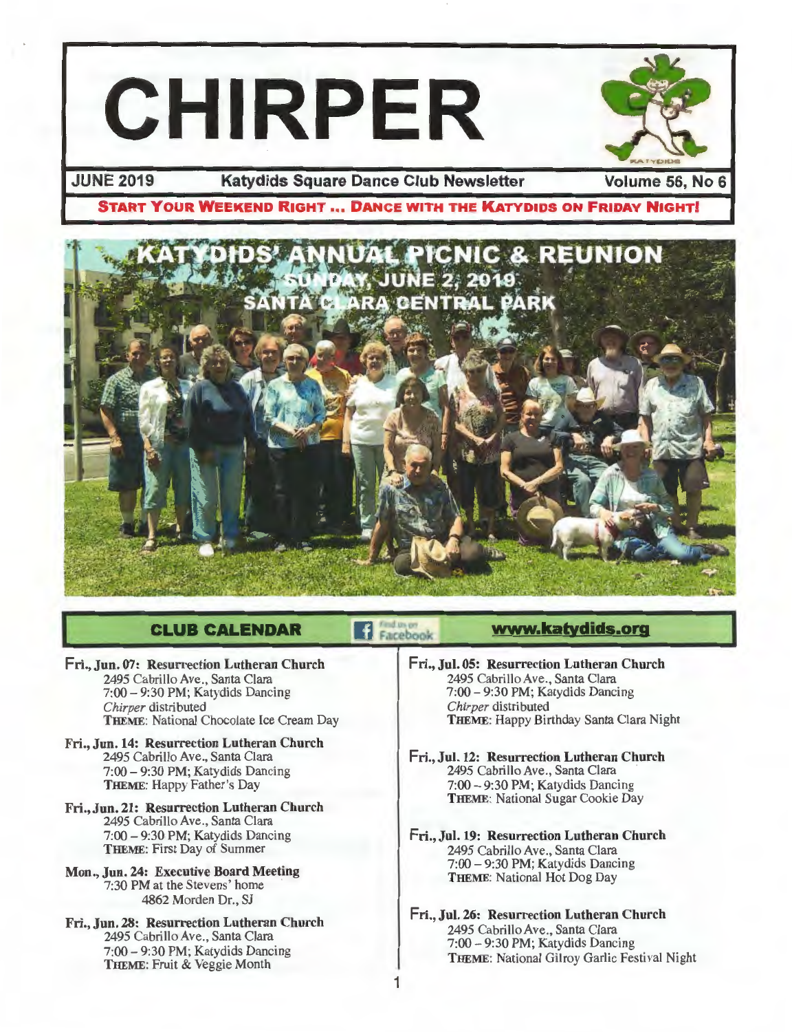# CHIRPER

**JUNE 2019** — **Katydids Square Dance Club Newsletter** — **Volume 56, No 6**

**START YOUR WEEKEND RIGHT ... DANCE WITH THE KATYDIDS ON FRIDAY NIGHT!**

## KATYDIDS' ANNUAL PICNIC & REUNION
## SUNDAY, JUNE 2, 2019
## SANTA CLARA CENTRAL PARK

## CLUB CALENDAR

Find us on Facebook

**www.katydids.org**

**Fri., Jun. 07: Resurrection Lutheran Church**
2495 Cabrillo Ave., Santa Clara
7:00 – 9:30 PM; Katydids Dancing
*Chirper* distributed
**THEME**: National Chocolate Ice Cream Day

**Fri., Jun. 14: Resurrection Lutheran Church**
2495 Cabrillo Ave., Santa Clara
7:00 – 9:30 PM; Katydids Dancing
**THEME**: Happy Father's Day

**Fri., Jun. 21: Resurrection Lutheran Church**
2495 Cabrillo Ave., Santa Clara
7:00 – 9:30 PM; Katydids Dancing
**THEME**: First Day of Summer

**Mon., Jun. 24: Executive Board Meeting**
7:30 PM at the Stevens' home
4862 Morden Dr., SJ

**Fri., Jun. 28: Resurrection Lutheran Church**
2495 Cabrillo Ave., Santa Clara
7:00 – 9:30 PM; Katydids Dancing
**THEME**: Fruit & Veggie Month

**Fri., Jul. 05: Resurrection Lutheran Church**
2495 Cabrillo Ave., Santa Clara
7:00 – 9:30 PM; Katydids Dancing
*Chirper* distributed
**THEME**: Happy Birthday Santa Clara Night

**Fri., Jul. 12: Resurrection Lutheran Church**
2495 Cabrillo Ave., Santa Clara
7:00 – 9:30 PM; Katydids Dancing
**THEME**: National Sugar Cookie Day

**Fri., Jul. 19: Resurrection Lutheran Church**
2495 Cabrillo Ave., Santa Clara
7:00 – 9:30 PM; Katydids Dancing
**THEME**: National Hot Dog Day

**Fri., Jul. 26: Resurrection Lutheran Church**
2495 Cabrillo Ave., Santa Clara
7:00 – 9:30 PM; Katydids Dancing
**THEME**: National Gilroy Garlic Festival Night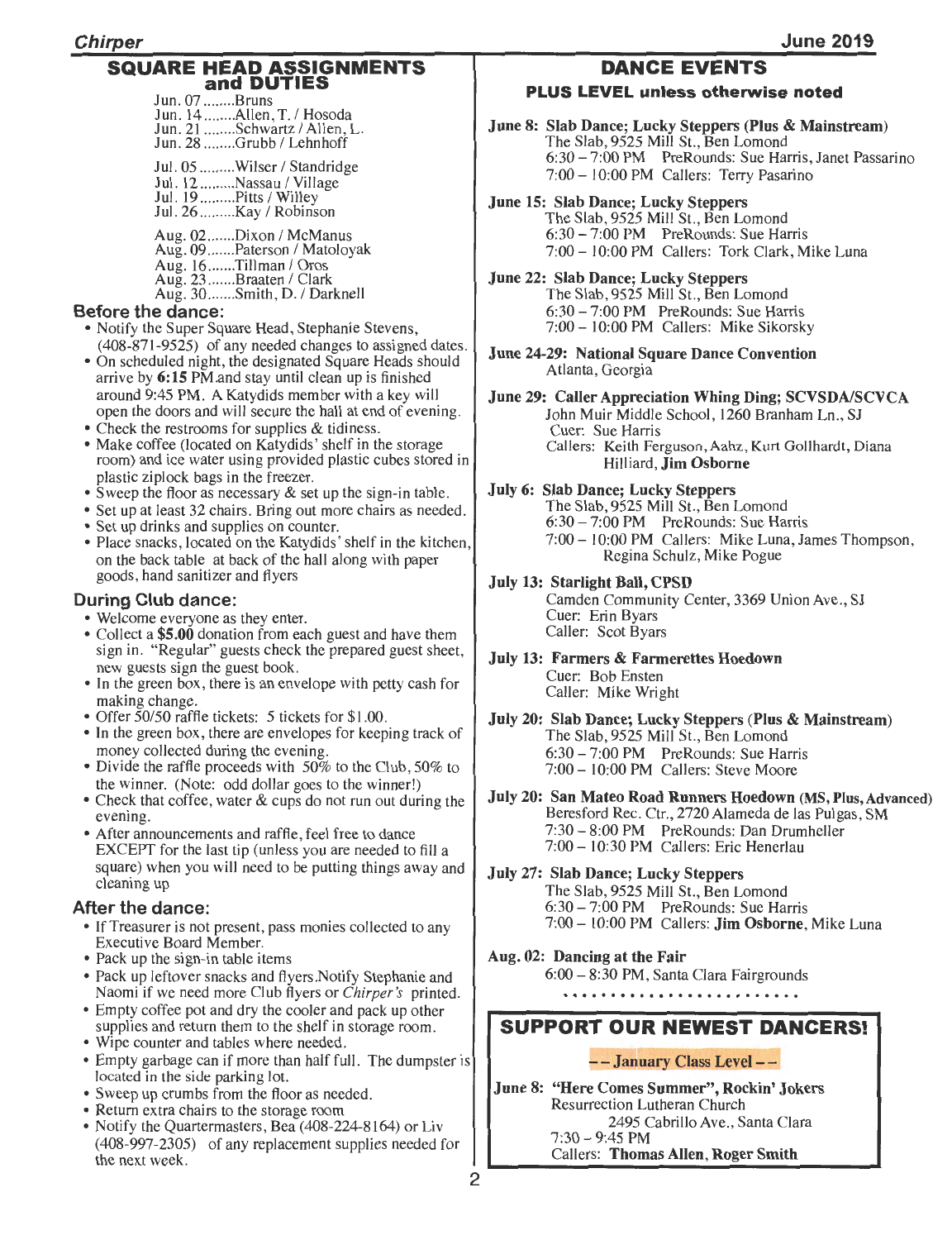## SQUARE HEAD ASSIGNMENTS and DUTIES

Jun. 07........Bruns
Jun. 14........Allen, T. / Hosoda
Jun. 21........Schwartz / Allen, L.
Jun. 28........Grubb / Lehnhoff

Jul. 05.........Wilser / Standridge
Jul. 12.........Nassau / Village
Jul. 19.........Pitts / Willey
Jul. 26.........Kay / Robinson

Aug. 02.......Dixon / McManus
Aug. 09.......Paterson / Matoloyak
Aug. 16.......Tillman / Oros
Aug. 23.......Braaten / Clark
Aug. 30.......Smith, D. / Darknell

### Before the dance:

- Notify the Super Square Head, Stephanie Stevens, (408-871-9525) of any needed changes to assigned dates.
- On scheduled night, the designated Square Heads should arrive by **6:15** PM and stay until clean up is finished around 9:45 PM. A Katydids member with a key will open the doors and will secure the hall at end of evening.
- Check the restrooms for supplies & tidiness.
- Make coffee (located on Katydids' shelf in the storage room) and ice water using provided plastic cubes stored in plastic ziplock bags in the freezer.
- Sweep the floor as necessary & set up the sign-in table.
- Set up at least 32 chairs. Bring out more chairs as needed.
- Set up drinks and supplies on counter.
- Place snacks, located on the Katydids' shelf in the kitchen, on the back table at back of the hall along with paper goods, hand sanitizer and flyers

### During Club dance:

- Welcome everyone as they enter.
- Collect a **$5.00** donation from each guest and have them sign in. "Regular" guests check the prepared guest sheet, new guests sign the guest book.
- In the green box, there is an envelope with petty cash for making change.
- Offer 50/50 raffle tickets: 5 tickets for $1.00.
- In the green box, there are envelopes for keeping track of money collected during the evening.
- Divide the raffle proceeds with 50% to the Club, 50% to the winner. (Note: odd dollar goes to the winner!)
- Check that coffee, water & cups do not run out during the evening.
- After announcements and raffle, feel free to dance EXCEPT for the last tip (unless you are needed to fill a square) when you will need to be putting things away and cleaning up

### After the dance:

- If Treasurer is not present, pass monies collected to any Executive Board Member.
- Pack up the sign-in table items
- Pack up leftover snacks and flyers.Notify Stephanie and Naomi if we need more Club flyers or *Chirper's* printed.
- Empty coffee pot and dry the cooler and pack up other supplies and return them to the shelf in storage room.
- Wipe counter and tables where needed.
- Empty garbage can if more than half full. The dumpster is located in the side parking lot.
- Sweep up crumbs from the floor as needed.
- Return extra chairs to the storage room
- Notify the Quartermasters, Bea (408-224-8164) or Liv (408-997-2305) of any replacement supplies needed for the next week.

## DANCE EVENTS

**PLUS LEVEL unless otherwise noted**

**June 8: Slab Dance; Lucky Steppers (Plus & Mainstream)**
The Slab, 9525 Mill St., Ben Lomond
6:30 – 7:00 PM PreRounds: Sue Harris, Janet Passarino
7:00 – 10:00 PM Callers: Terry Pasarino

**June 15: Slab Dance; Lucky Steppers**
The Slab, 9525 Mill St., Ben Lomond
6:30 – 7:00 PM PreRounds: Sue Harris
7:00 – 10:00 PM Callers: Tork Clark, Mike Luna

**June 22: Slab Dance; Lucky Steppers**
The Slab, 9525 Mill St., Ben Lomond
6:30 – 7:00 PM PreRounds: Sue Harris
7:00 – 10:00 PM Callers: Mike Sikorsky

**June 24-29: National Square Dance Convention**
Atlanta, Georgia

**June 29: Caller Appreciation Whing Ding; SCVSDA/SCVCA**
John Muir Middle School, 1260 Branham Ln., SJ
Cuer: Sue Harris
Callers: Keith Ferguson, Aahz, Kurt Gollhardt, Diana Hilliard, **Jim Osborne**

**July 6: Slab Dance; Lucky Steppers**
The Slab, 9525 Mill St., Ben Lomond
6:30 – 7:00 PM PreRounds: Sue Harris
7:00 – 10:00 PM Callers: Mike Luna, James Thompson, Regina Schulz, Mike Pogue

**July 13: Starlight Ball, CPSD**
Camden Community Center, 3369 Union Ave., SJ
Cuer: Erin Byars
Caller: Scot Byars

**July 13: Farmers & Farmerettes Hoedown**
Cuer: Bob Ensten
Caller: Mike Wright

**July 20: Slab Dance; Lucky Steppers (Plus & Mainstream)**
The Slab, 9525 Mill St., Ben Lomond
6:30 – 7:00 PM PreRounds: Sue Harris
7:00 – 10:00 PM Callers: Steve Moore

**July 20: San Mateo Road Runners Hoedown (MS, Plus, Advanced)**
Beresford Rec. Ctr., 2720 Alameda de las Pulgas, SM
7:30 – 8:00 PM PreRounds: Dan Drumheller
7:00 – 10:30 PM Callers: Eric Henerlau

**July 27: Slab Dance; Lucky Steppers**
The Slab, 9525 Mill St., Ben Lomond
6:30 – 7:00 PM PreRounds: Sue Harris
7:00 – 10:00 PM Callers: **Jim Osborne**, Mike Luna

**Aug. 02: Dancing at the Fair**
6:00 – 8:30 PM, Santa Clara Fairgrounds

## SUPPORT OUR NEWEST DANCERS!

**-- January Class Level --**

**June 8: "Here Comes Summer", Rockin' Jokers**
Resurrection Lutheran Church
2495 Cabrillo Ave., Santa Clara
7:30 – 9:45 PM
Callers: **Thomas Allen, Roger Smith**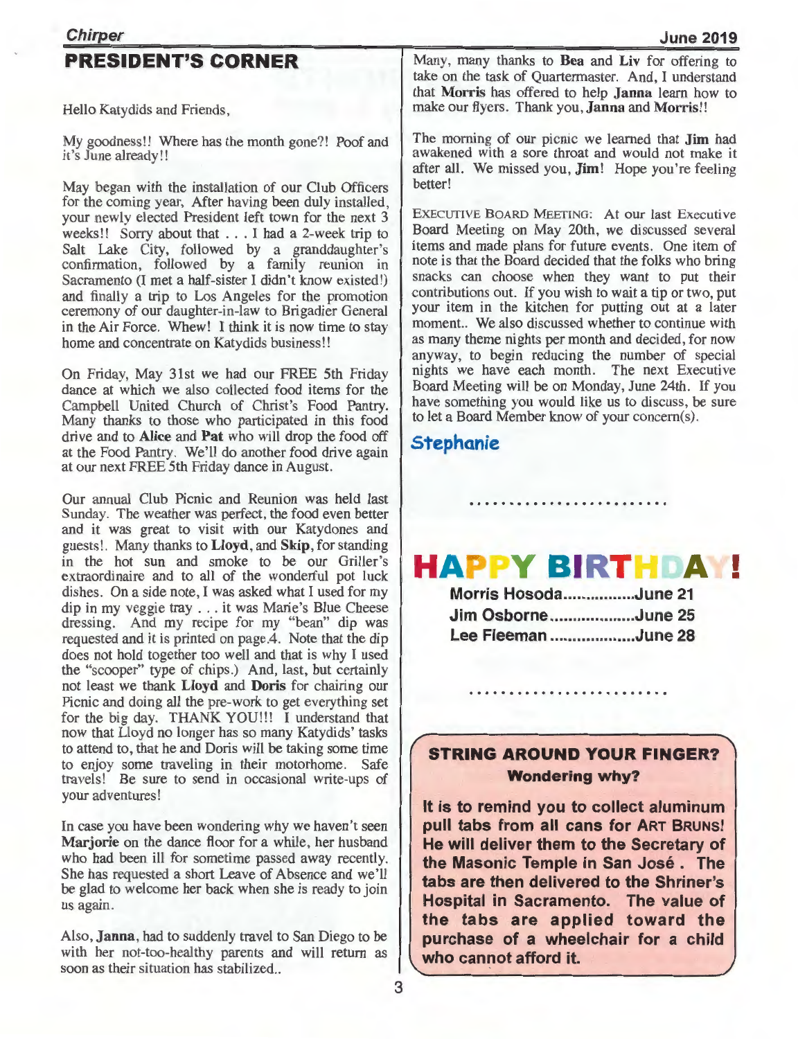## PRESIDENT'S CORNER

Hello Katydids and Friends,

My goodness!! Where has the month gone?! Poof and it's June already!!

May began with the installation of our Club Officers for the coming year, After having been duly installed, your newly elected President left town for the next 3 weeks!! Sorry about that . . . I had a 2-week trip to Salt Lake City, followed by a granddaughter's confirmation, followed by a family reunion in Sacramento (I met a half-sister I didn't know existed!) and finally a trip to Los Angeles for the promotion ceremony of our daughter-in-law to Brigadier General in the Air Force. Whew! I think it is now time to stay home and concentrate on Katydids business!!

On Friday, May 31st we had our FREE 5th Friday dance at which we also collected food items for the Campbell United Church of Christ's Food Pantry. Many thanks to those who participated in this food drive and to **Alice** and **Pat** who will drop the food off at the Food Pantry. We'll do another food drive again at our next FREE 5th Friday dance in August.

Our annual Club Picnic and Reunion was held last Sunday. The weather was perfect, the food even better and it was great to visit with our Katydones and guests!. Many thanks to **Lloyd**, and **Skip**, for standing in the hot sun and smoke to be our Griller's extraordinaire and to all of the wonderful pot luck dishes. On a side note, I was asked what I used for my dip in my veggie tray . . . it was Marie's Blue Cheese dressing. And my recipe for my "bean" dip was requested and it is printed on page.4. Note that the dip does not hold together too well and that is why I used the "scooper" type of chips.) And, last, but certainly not least we thank **Lloyd** and **Doris** for chairing our Picnic and doing all the pre-work to get everything set for the big day. THANK YOU!!! I understand that now that Lloyd no longer has so many Katydids' tasks to attend to, that he and Doris will be taking some time to enjoy some traveling in their motorhome. Safe travels! Be sure to send in occasional write-ups of your adventures!

In case you have been wondering why we haven't seen **Marjorie** on the dance floor for a while, her husband who had been ill for sometime passed away recently. She has requested a short Leave of Absence and we'll be glad to welcome her back when she is ready to join us again.

Also, **Janna**, had to suddenly travel to San Diego to be with her not-too-healthy parents and will return as soon as their situation has stabilized..

Many, many thanks to **Bea** and **Liv** for offering to take on the task of Quartermaster. And, I understand that **Morris** has offered to help **Janna** learn how to make our flyers. Thank you, **Janna** and **Morris**!!

The morning of our picnic we learned that **Jim** had awakened with a sore throat and would not make it after all. We missed you, **Jim**! Hope you're feeling better!

EXECUTIVE BOARD MEETING: At our last Executive Board Meeting on May 20th, we discussed several items and made plans for future events. One item of note is that the Board decided that the folks who bring snacks can choose when they want to put their contributions out. If you wish to wait a tip or two, put your item in the kitchen for putting out at a later moment.. We also discussed whether to continue with as many theme nights per month and decided, for now anyway, to begin reducing the number of special nights we have each month. The next Executive Board Meeting will be on Monday, June 24th. If you have something you would like us to discuss, be sure to let a Board Member know of your concern(s).

**Stephanie**

. . . . . . . . . . . . . . . . . . . . . . . .

## HAPPY BIRTHDAY!

**Morris Hosoda................June 21**
**Jim Osborne...................June 25**
**Lee Fleeman ..................June 28**

. . . . . . . . . . . . . . . . . . . . . . . .

### STRING AROUND YOUR FINGER?
**Wondering why?**

**It is to remind you to collect aluminum pull tabs from all cans for ART BRUNS! He will deliver them to the Secretary of the Masonic Temple in San José . The tabs are then delivered to the Shriner's Hospital in Sacramento. The value of the tabs are applied toward the purchase of a wheelchair for a child who cannot afford it.**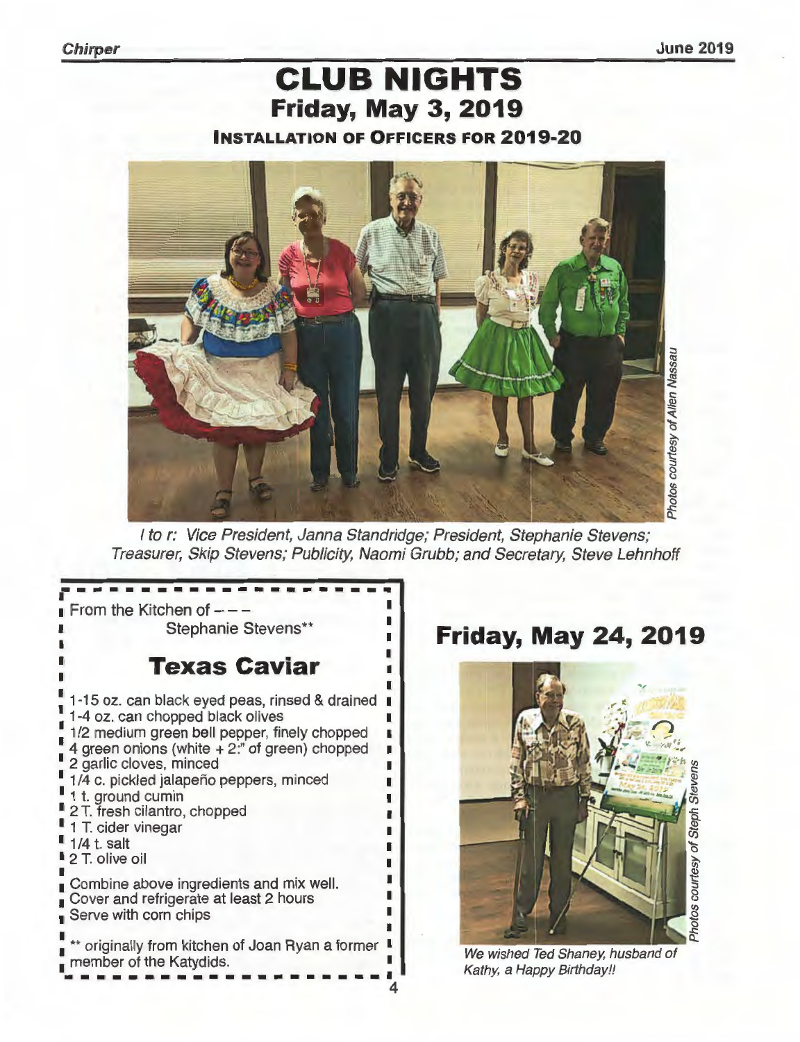# CLUB NIGHTS

## Friday, May 3, 2019

### INSTALLATION OF OFFICERS FOR 2019-20

Photos courtesy of Allen Nassau

*l to r: Vice President, Janna Standridge; President, Stephanie Stevens; Treasurer, Skip Stevens; Publicity, Naomi Grubb; and Secretary, Steve Lehnhoff*

From the Kitchen of ---
Stephanie Stevens**

## Texas Caviar

1-15 oz. can black eyed peas, rinsed & drained
1-4 oz. can chopped black olives
1/2 medium green bell pepper, finely chopped
4 green onions (white + 2:" of green) chopped
2 garlic cloves, minced
1/4 c. pickled jalapeño peppers, minced
1 t. ground cumin
2 T. fresh cilantro, chopped
1 T. cider vinegar
1/4 t. salt
2 T. olive oil

Combine above ingredients and mix well.
Cover and refrigerate at least 2 hours
Serve with corn chips

** originally from kitchen of Joan Ryan a former member of the Katydids.

## Friday, May 24, 2019

Photos courtesy of Steph Stevens

*We wished Ted Shaney, husband of Kathy, a Happy Birthday!!*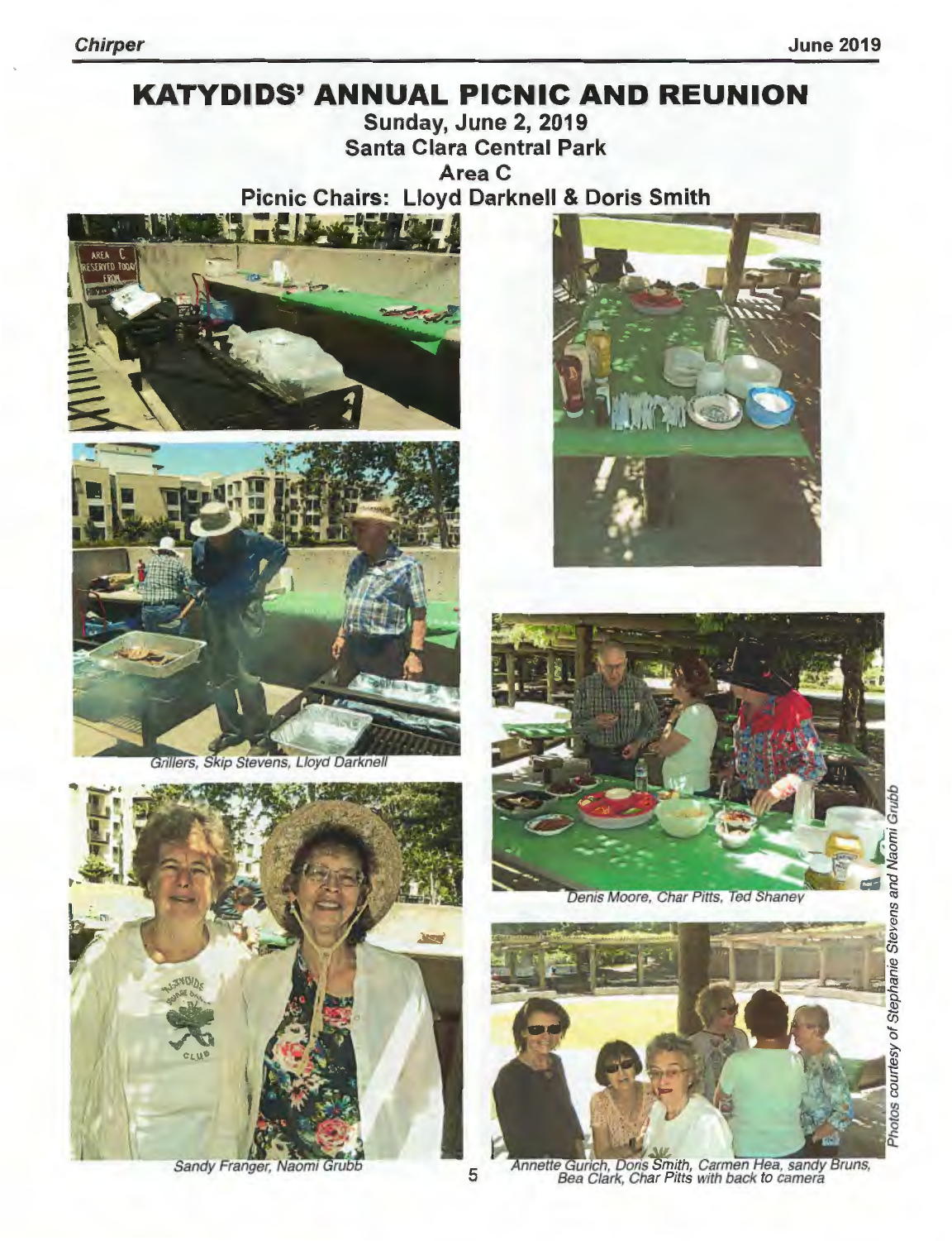# KATYDIDS' ANNUAL PICNIC AND REUNION

**Sunday, June 2, 2019**
**Santa Clara Central Park**
**Area C**
**Picnic Chairs: Lloyd Darknell & Doris Smith**

*Grillers, Skip Stevens, Lloyd Darknell*

*Denis Moore, Char Pitts, Ted Shaney*

*Sandy Franger, Naomi Grubb*

*Annette Gurich, Doris Smith, Carmen Hea, sandy Bruns, Bea Clark, Char Pitts with back to camera*

*Photos courtesy of Stephanie Stevens and Naomi Grubb*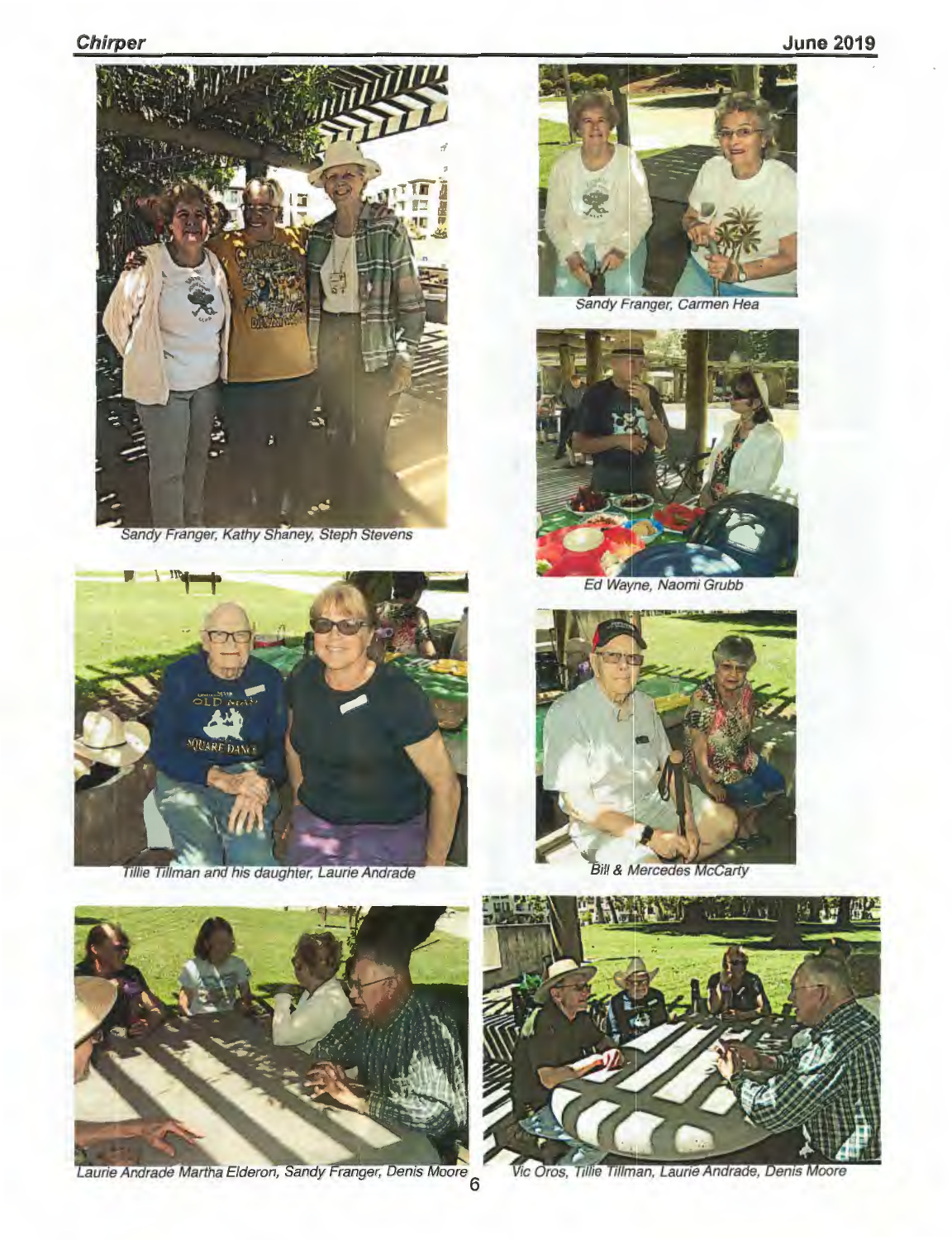Sandy Franger, Kathy Shaney, Steph Stevens

Sandy Franger, Carmen Hea

Ed Wayne, Naomi Grubb

Tillie Tillman and his daughter, Laurie Andrade

Bill & Mercedes McCarty

Laurie Andrade Martha Elderon, Sandy Franger, Denis Moore

Vic Oros, Tillie Tillman, Laurie Andrade, Denis Moore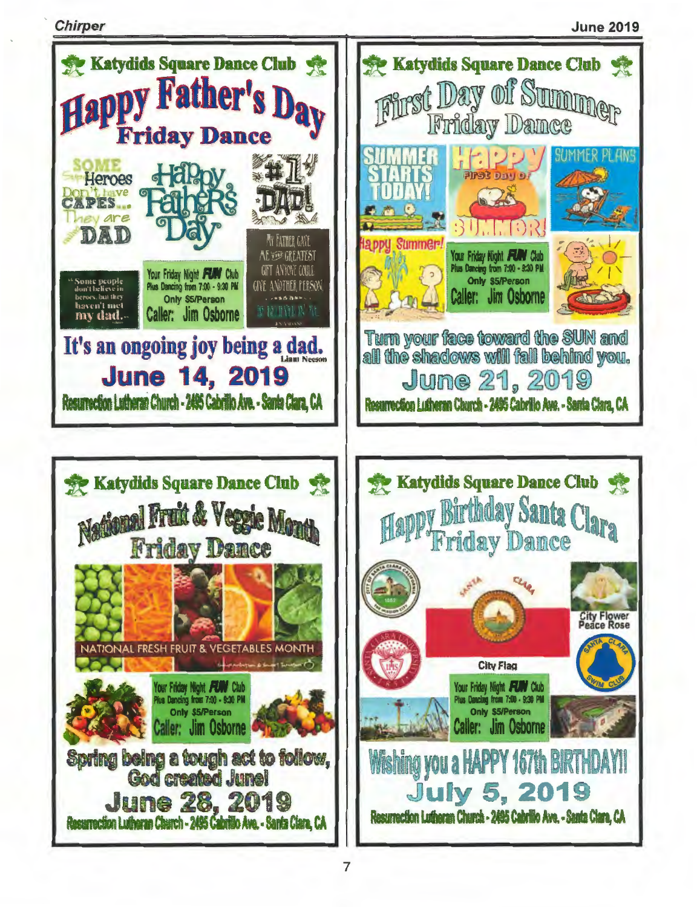## Katydids Square Dance Club

# Happy Father's Day Friday Dance

SOME Super Heroes Don't have CAPES... They are called DAD

Happy Father's Day

#1 DAD!

"Some people don't believe in heroes, but they haven't met my dad."

Your Friday Night **FUN** Club
Plus Dancing from 7:00 - 9:30 PM
Only $5/Person
Caller: Jim Osborne

MY FATHER GAVE ME THE GREATEST GIFT ANYONE COULD GIVE ANOTHER PERSON, HE BELIEVED IN ME.

**It's an ongoing joy being a dad.** Liam Neeson

**June 14, 2019**

Resurrection Lutheran Church - 2495 Cabrillo Ave. - Santa Clara, CA

---

## Katydids Square Dance Club

# First Day of Summer Friday Dance

SUMMER STARTS TODAY!

HAPPY First Day of SUMMER!

SUMMER PLANS

Happy Summer!

Your Friday Night **FUN** Club
Plus Dancing from 7:00 - 9:30 PM
Only $5/Person
Caller: Jim Osborne

**Turn your face toward the SUN and all the shadows will fall behind you.**

**June 21, 2019**

Resurrection Lutheran Church - 2495 Cabrillo Ave. - Santa Clara, CA

---

## Katydids Square Dance Club

# National Fruit & Veggie Month Friday Dance

NATIONAL FRESH FRUIT & VEGETABLES MONTH

Your Friday Night **FUN** Club
Plus Dancing from 7:00 - 9:30 PM
Only $5/Person
Caller: Jim Osborne

**Spring being a tough act to follow, God created June!**

**June 28, 2019**

Resurrection Lutheran Church - 2495 Cabrillo Ave. - Santa Clara, CA

---

## Katydids Square Dance Club

# Happy Birthday Santa Clara Friday Dance

City Flower Peace Rose

City Flag

Your Friday Night **FUN** Club
Plus Dancing from 7:00 - 9:30 PM
Only $5/Person
Caller: Jim Osborne

**Wishing you a HAPPY 167th BIRTHDAY!!**

**July 5, 2019**

Resurrection Lutheran Church - 2495 Cabrillo Ave. - Santa Clara, CA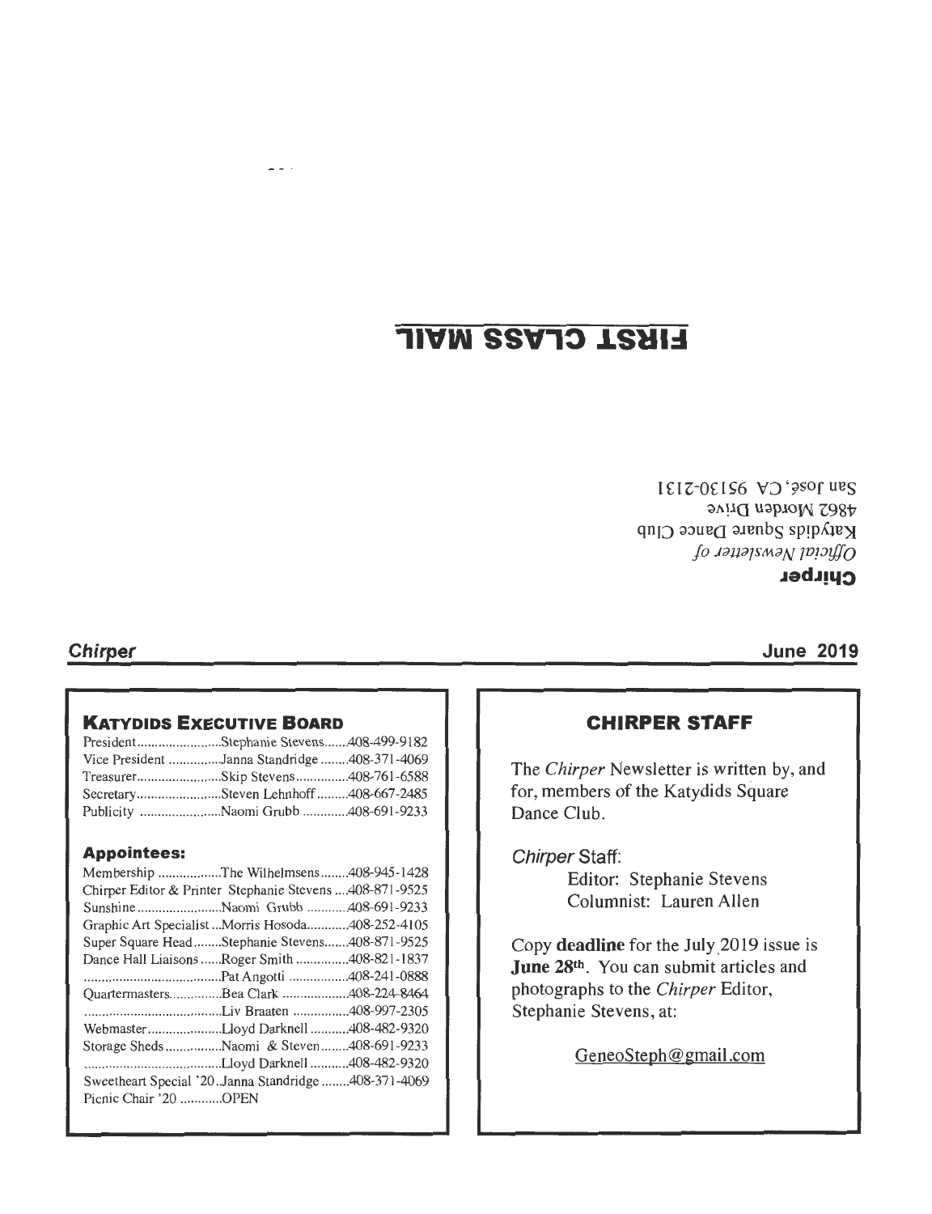# FIRST CLASS MAIL

**Chirper**
*Official Newsletter of*
Katydids Square Dance Club
4862 Morden Drive
San José, CA 95130-2131

*Chirper* **June 2019**

## KATYDIDS EXECUTIVE BOARD

| | | |
|---|---|---|
| President | Stephanie Stevens | 408-499-9182 |
| Vice President | Janna Standridge | 408-371-4069 |
| Treasurer | Skip Stevens | 408-761-6588 |
| Secretary | Steven Lehnhoff | 408-667-2485 |
| Publicity | Naomi Grubb | 408-691-9233 |

### Appointees:

| | | |
|---|---|---|
| Membership | The Wilhelmsens | 408-945-1428 |
| Chirper Editor & Printer | Stephanie Stevens | 408-871-9525 |
| Sunshine | Naomi Grubb | 408-691-9233 |
| Graphic Art Specialist | Morris Hosoda | 408-252-4105 |
| Super Square Head | Stephanie Stevens | 408-871-9525 |
| Dance Hall Liaisons | Roger Smith | 408-821-1837 |
| | Pat Angotti | 408-241-0888 |
| Quartermasters | Bea Clark | 408-224-8464 |
| | Liv Braaten | 408-997-2305 |
| Webmaster | Lloyd Darknell | 408-482-9320 |
| Storage Sheds | Naomi & Steven | 408-691-9233 |
| | Lloyd Darknell | 408-482-9320 |
| Sweetheart Special '20 | Janna Standridge | 408-371-4069 |
| Picnic Chair '20 | OPEN | |

## CHIRPER STAFF

The *Chirper* Newsletter is written by, and for, members of the Katydids Square Dance Club.

*Chirper* Staff:

Editor: Stephanie Stevens
Columnist: Lauren Allen

Copy **deadline** for the July 2019 issue is **June 28th**. You can submit articles and photographs to the *Chirper* Editor, Stephanie Stevens, at:

GeneoSteph@gmail.com